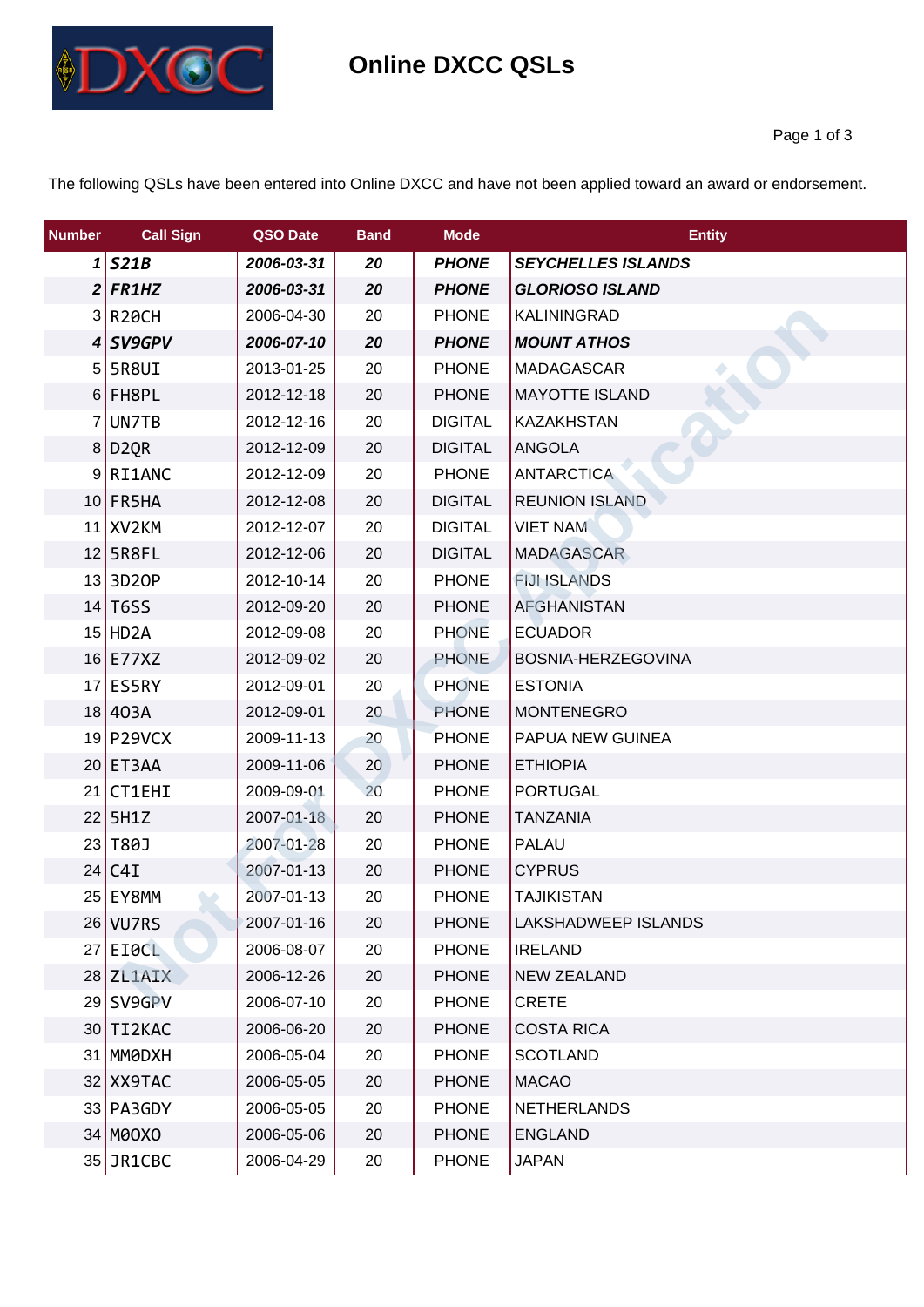# Online DXCC QSLs

The following QSLs have been entered into Online DXCC and have not been applied toward an award or endorsement.

| Number | Call Sign | QSO Date | Band | Mode | Entity |
|---|---|---|---|---|---|
| ***1*** | ***S21B*** | ***2006-03-31*** | ***20*** | ***PHONE*** | ***SEYCHELLES ISLANDS*** |
| ***2*** | ***FR1HZ*** | ***2006-03-31*** | ***20*** | ***PHONE*** | ***GLORIOSO ISLAND*** |
| 3 | R20CH | 2006-04-30 | 20 | PHONE | KALININGRAD |
| ***4*** | ***SV9GPV*** | ***2006-07-10*** | ***20*** | ***PHONE*** | ***MOUNT ATHOS*** |
| 5 | 5R8UI | 2013-01-25 | 20 | PHONE | MADAGASCAR |
| 6 | FH8PL | 2012-12-18 | 20 | PHONE | MAYOTTE ISLAND |
| 7 | UN7TB | 2012-12-16 | 20 | DIGITAL | KAZAKHSTAN |
| 8 | D2QR | 2012-12-09 | 20 | DIGITAL | ANGOLA |
| 9 | RI1ANC | 2012-12-09 | 20 | PHONE | ANTARCTICA |
| 10 | FR5HA | 2012-12-08 | 20 | DIGITAL | REUNION ISLAND |
| 11 | XV2KM | 2012-12-07 | 20 | DIGITAL | VIET NAM |
| 12 | 5R8FL | 2012-12-06 | 20 | DIGITAL | MADAGASCAR |
| 13 | 3D2OP | 2012-10-14 | 20 | PHONE | FIJI ISLANDS |
| 14 | T6SS | 2012-09-20 | 20 | PHONE | AFGHANISTAN |
| 15 | HD2A | 2012-09-08 | 20 | PHONE | ECUADOR |
| 16 | E77XZ | 2012-09-02 | 20 | PHONE | BOSNIA-HERZEGOVINA |
| 17 | ES5RY | 2012-09-01 | 20 | PHONE | ESTONIA |
| 18 | 4O3A | 2012-09-01 | 20 | PHONE | MONTENEGRO |
| 19 | P29VCX | 2009-11-13 | 20 | PHONE | PAPUA NEW GUINEA |
| 20 | ET3AA | 2009-11-06 | 20 | PHONE | ETHIOPIA |
| 21 | CT1EHI | 2009-09-01 | 20 | PHONE | PORTUGAL |
| 22 | 5H1Z | 2007-01-18 | 20 | PHONE | TANZANIA |
| 23 | T80J | 2007-01-28 | 20 | PHONE | PALAU |
| 24 | C4I | 2007-01-13 | 20 | PHONE | CYPRUS |
| 25 | EY8MM | 2007-01-13 | 20 | PHONE | TAJIKISTAN |
| 26 | VU7RS | 2007-01-16 | 20 | PHONE | LAKSHADWEEP ISLANDS |
| 27 | EI0CL | 2006-08-07 | 20 | PHONE | IRELAND |
| 28 | ZL1AIX | 2006-12-26 | 20 | PHONE | NEW ZEALAND |
| 29 | SV9GPV | 2006-07-10 | 20 | PHONE | CRETE |
| 30 | TI2KAC | 2006-06-20 | 20 | PHONE | COSTA RICA |
| 31 | MM0DXH | 2006-05-04 | 20 | PHONE | SCOTLAND |
| 32 | XX9TAC | 2006-05-05 | 20 | PHONE | MACAO |
| 33 | PA3GDY | 2006-05-05 | 20 | PHONE | NETHERLANDS |
| 34 | M0OXO | 2006-05-06 | 20 | PHONE | ENGLAND |
| 35 | JR1CBC | 2006-04-29 | 20 | PHONE | JAPAN |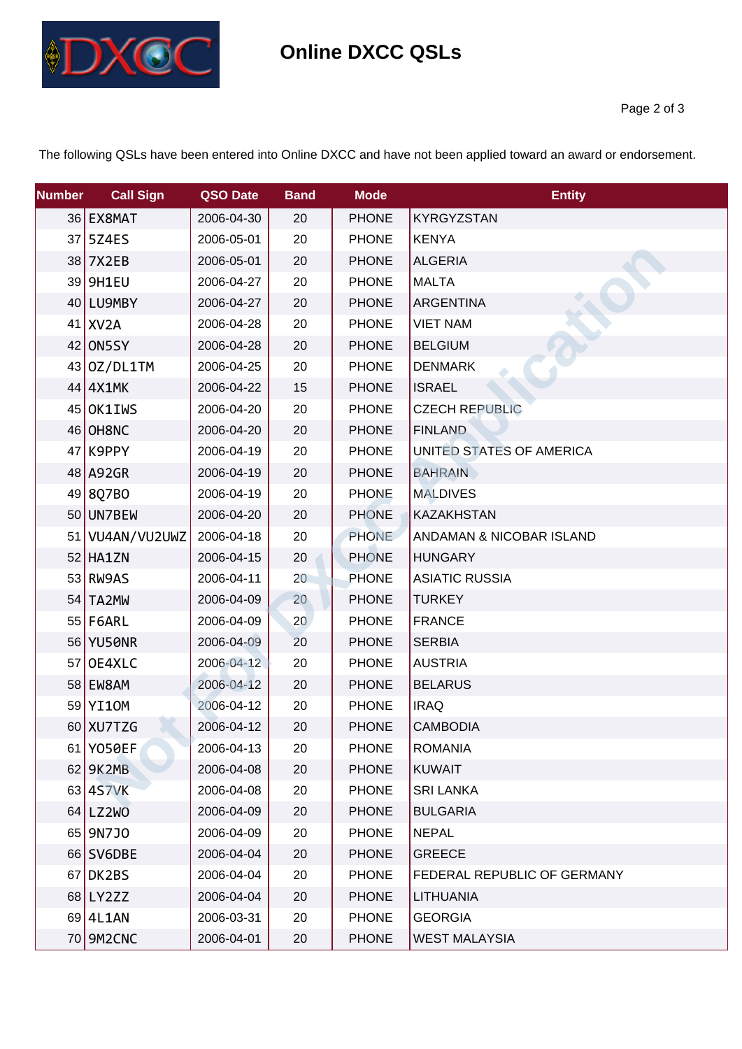# Online DXCC QSLs

The following QSLs have been entered into Online DXCC and have not been applied toward an award or endorsement.

| Number | Call Sign | QSO Date | Band | Mode | Entity |
|---|---|---|---|---|---|
| 36 | EX8MAT | 2006-04-30 | 20 | PHONE | KYRGYZSTAN |
| 37 | 5Z4ES | 2006-05-01 | 20 | PHONE | KENYA |
| 38 | 7X2EB | 2006-05-01 | 20 | PHONE | ALGERIA |
| 39 | 9H1EU | 2006-04-27 | 20 | PHONE | MALTA |
| 40 | LU9MBY | 2006-04-27 | 20 | PHONE | ARGENTINA |
| 41 | XV2A | 2006-04-28 | 20 | PHONE | VIET NAM |
| 42 | ON5SY | 2006-04-28 | 20 | PHONE | BELGIUM |
| 43 | OZ/DL1TM | 2006-04-25 | 20 | PHONE | DENMARK |
| 44 | 4X1MK | 2006-04-22 | 15 | PHONE | ISRAEL |
| 45 | OK1IWS | 2006-04-20 | 20 | PHONE | CZECH REPUBLIC |
| 46 | OH8NC | 2006-04-20 | 20 | PHONE | FINLAND |
| 47 | K9PPY | 2006-04-19 | 20 | PHONE | UNITED STATES OF AMERICA |
| 48 | A92GR | 2006-04-19 | 20 | PHONE | BAHRAIN |
| 49 | 8Q7BO | 2006-04-19 | 20 | PHONE | MALDIVES |
| 50 | UN7BEW | 2006-04-20 | 20 | PHONE | KAZAKHSTAN |
| 51 | VU4AN/VU2UWZ | 2006-04-18 | 20 | PHONE | ANDAMAN & NICOBAR ISLAND |
| 52 | HA1ZN | 2006-04-15 | 20 | PHONE | HUNGARY |
| 53 | RW9AS | 2006-04-11 | 20 | PHONE | ASIATIC RUSSIA |
| 54 | TA2MW | 2006-04-09 | 20 | PHONE | TURKEY |
| 55 | F6ARL | 2006-04-09 | 20 | PHONE | FRANCE |
| 56 | YU50NR | 2006-04-09 | 20 | PHONE | SERBIA |
| 57 | OE4XLC | 2006-04-12 | 20 | PHONE | AUSTRIA |
| 58 | EW8AM | 2006-04-12 | 20 | PHONE | BELARUS |
| 59 | YI1OM | 2006-04-12 | 20 | PHONE | IRAQ |
| 60 | XU7TZG | 2006-04-12 | 20 | PHONE | CAMBODIA |
| 61 | YO50EF | 2006-04-13 | 20 | PHONE | ROMANIA |
| 62 | 9K2MB | 2006-04-08 | 20 | PHONE | KUWAIT |
| 63 | 4S7VK | 2006-04-08 | 20 | PHONE | SRI LANKA |
| 64 | LZ2WO | 2006-04-09 | 20 | PHONE | BULGARIA |
| 65 | 9N7JO | 2006-04-09 | 20 | PHONE | NEPAL |
| 66 | SV6DBE | 2006-04-04 | 20 | PHONE | GREECE |
| 67 | DK2BS | 2006-04-04 | 20 | PHONE | FEDERAL REPUBLIC OF GERMANY |
| 68 | LY2ZZ | 2006-04-04 | 20 | PHONE | LITHUANIA |
| 69 | 4L1AN | 2006-03-31 | 20 | PHONE | GEORGIA |
| 70 | 9M2CNC | 2006-04-01 | 20 | PHONE | WEST MALAYSIA |

Not For DXCC Application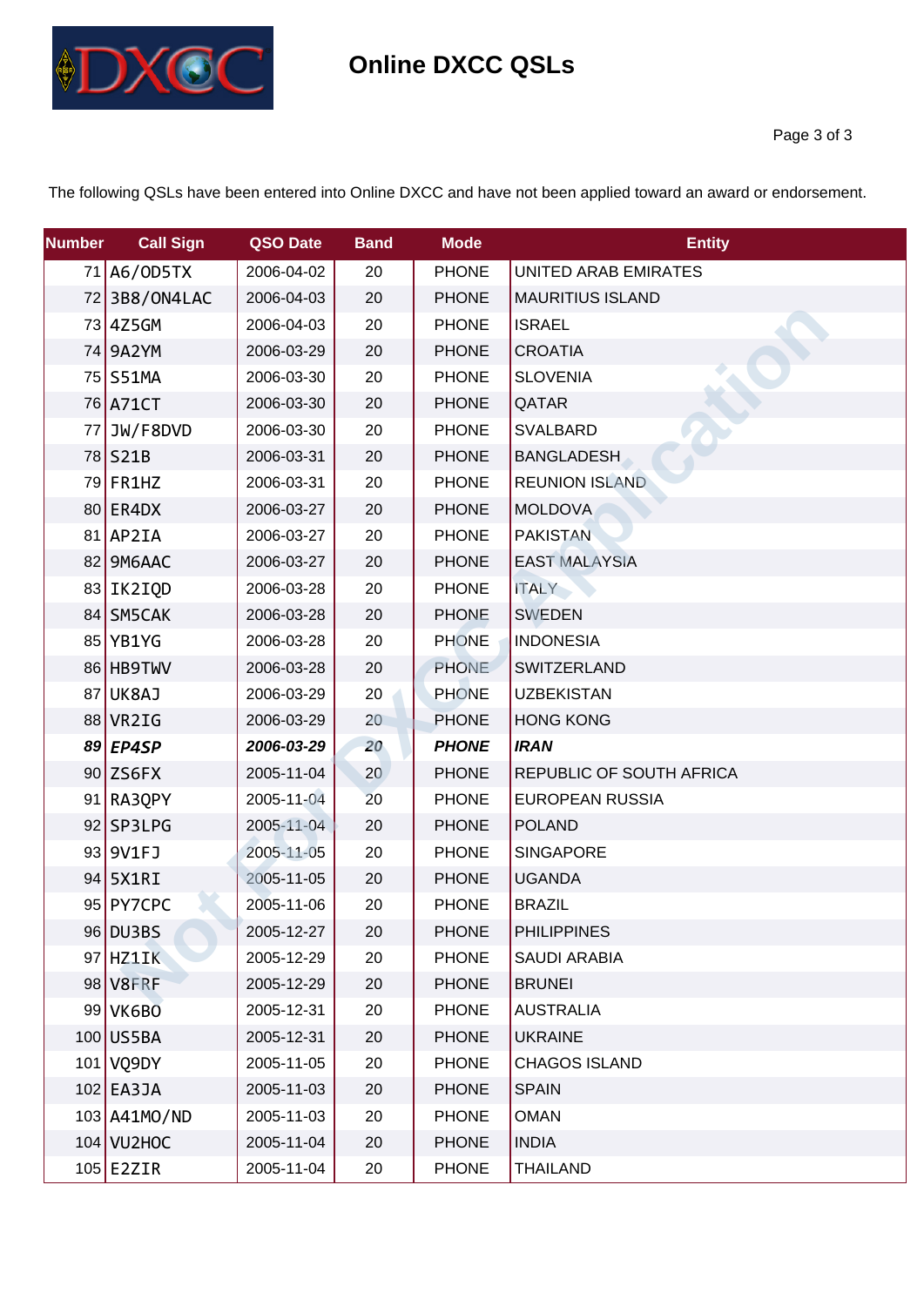# Online DXCC QSLs

The following QSLs have been entered into Online DXCC and have not been applied toward an award or endorsement.

| Number | Call Sign | QSO Date | Band | Mode | Entity |
|---|---|---|---|---|---|
| 71 | A6/OD5TX | 2006-04-02 | 20 | PHONE | UNITED ARAB EMIRATES |
| 72 | 3B8/ON4LAC | 2006-04-03 | 20 | PHONE | MAURITIUS ISLAND |
| 73 | 4Z5GM | 2006-04-03 | 20 | PHONE | ISRAEL |
| 74 | 9A2YM | 2006-03-29 | 20 | PHONE | CROATIA |
| 75 | S51MA | 2006-03-30 | 20 | PHONE | SLOVENIA |
| 76 | A71CT | 2006-03-30 | 20 | PHONE | QATAR |
| 77 | JW/F8DVD | 2006-03-30 | 20 | PHONE | SVALBARD |
| 78 | S21B | 2006-03-31 | 20 | PHONE | BANGLADESH |
| 79 | FR1HZ | 2006-03-31 | 20 | PHONE | REUNION ISLAND |
| 80 | ER4DX | 2006-03-27 | 20 | PHONE | MOLDOVA |
| 81 | AP2IA | 2006-03-27 | 20 | PHONE | PAKISTAN |
| 82 | 9M6AAC | 2006-03-27 | 20 | PHONE | EAST MALAYSIA |
| 83 | IK2IQD | 2006-03-28 | 20 | PHONE | ITALY |
| 84 | SM5CAK | 2006-03-28 | 20 | PHONE | SWEDEN |
| 85 | YB1YG | 2006-03-28 | 20 | PHONE | INDONESIA |
| 86 | HB9TWV | 2006-03-28 | 20 | PHONE | SWITZERLAND |
| 87 | UK8AJ | 2006-03-29 | 20 | PHONE | UZBEKISTAN |
| 88 | VR2IG | 2006-03-29 | 20 | PHONE | HONG KONG |
| ***89*** | ***EP4SP*** | ***2006-03-29*** | ***20*** | ***PHONE*** | ***IRAN*** |
| 90 | ZS6FX | 2005-11-04 | 20 | PHONE | REPUBLIC OF SOUTH AFRICA |
| 91 | RA3QPY | 2005-11-04 | 20 | PHONE | EUROPEAN RUSSIA |
| 92 | SP3LPG | 2005-11-04 | 20 | PHONE | POLAND |
| 93 | 9V1FJ | 2005-11-05 | 20 | PHONE | SINGAPORE |
| 94 | 5X1RI | 2005-11-05 | 20 | PHONE | UGANDA |
| 95 | PY7CPC | 2005-11-06 | 20 | PHONE | BRAZIL |
| 96 | DU3BS | 2005-12-27 | 20 | PHONE | PHILIPPINES |
| 97 | HZ1IK | 2005-12-29 | 20 | PHONE | SAUDI ARABIA |
| 98 | V8FRF | 2005-12-29 | 20 | PHONE | BRUNEI |
| 99 | VK6BO | 2005-12-31 | 20 | PHONE | AUSTRALIA |
| 100 | US5BA | 2005-12-31 | 20 | PHONE | UKRAINE |
| 101 | VQ9DY | 2005-11-05 | 20 | PHONE | CHAGOS ISLAND |
| 102 | EA3JA | 2005-11-03 | 20 | PHONE | SPAIN |
| 103 | A41MO/ND | 2005-11-03 | 20 | PHONE | OMAN |
| 104 | VU2HOC | 2005-11-04 | 20 | PHONE | INDIA |
| 105 | E2ZIR | 2005-11-04 | 20 | PHONE | THAILAND |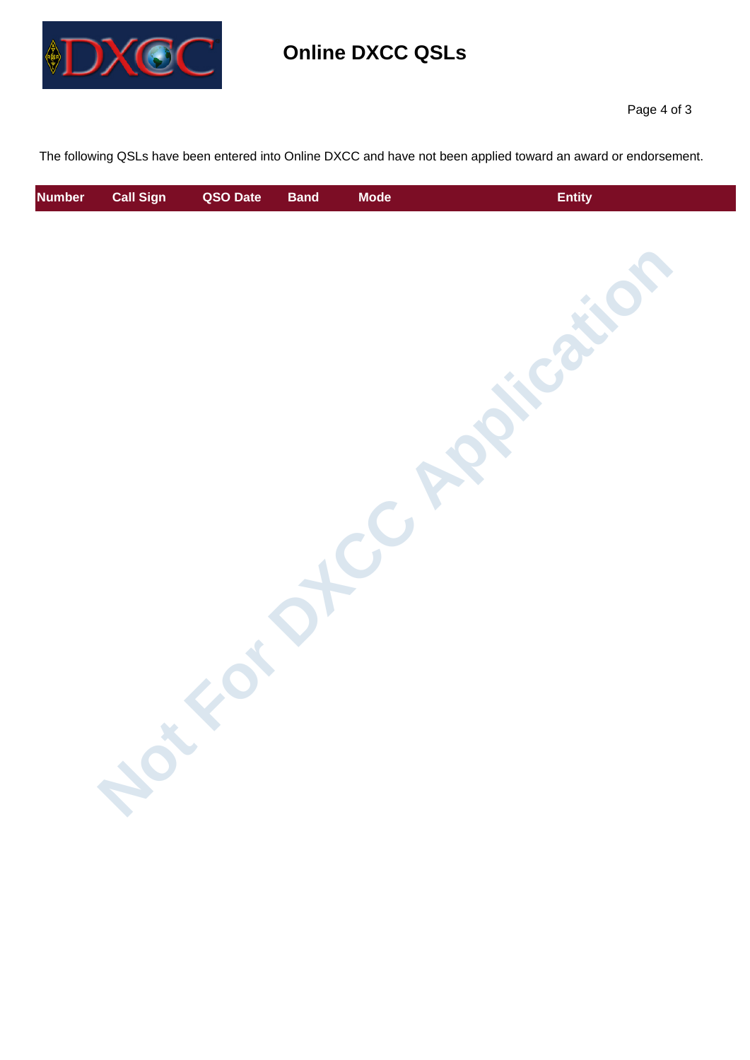# Online DXCC QSLs

The following QSLs have been entered into Online DXCC and have not been applied toward an award or endorsement.

| Number | Call Sign | QSO Date | Band | Mode | Entity |
|---|---|---|---|---|---|

Not For DXCC Application